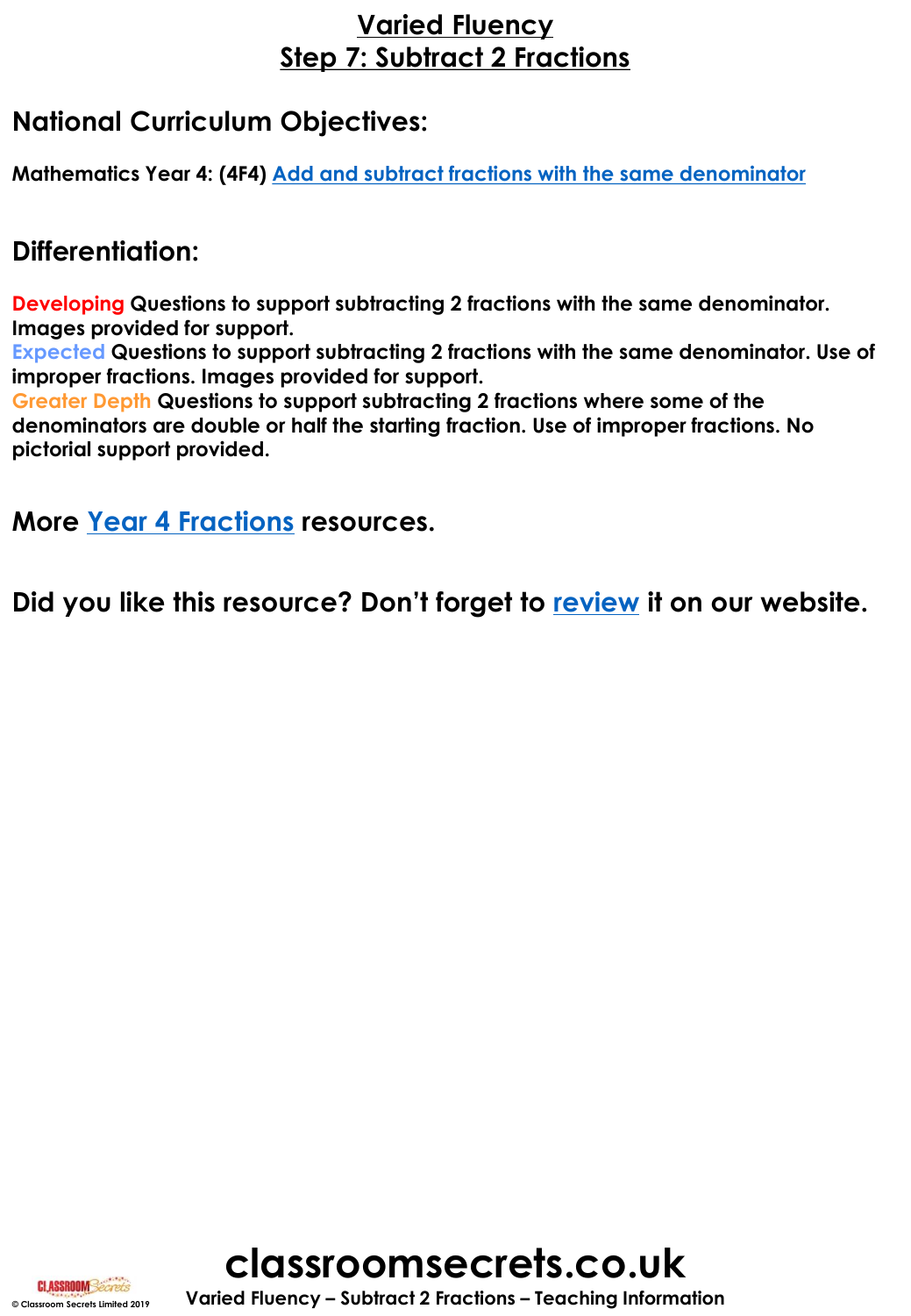# Varied Fluency
# Step 7: Subtract 2 Fractions

## National Curriculum Objectives:

**Mathematics Year 4: (4F4) Add and subtract fractions with the same denominator**

## Differentiation:

**Developing** **Questions to support subtracting 2 fractions with the same denominator. Images provided for support.**
**Expected** **Questions to support subtracting 2 fractions with the same denominator. Use of improper fractions. Images provided for support.**
**Greater Depth** **Questions to support subtracting 2 fractions where some of the denominators are double or half the starting fraction. Use of improper fractions. No pictorial support provided.**

## More Year 4 Fractions resources.

## Did you like this resource? Don't forget to review it on our website.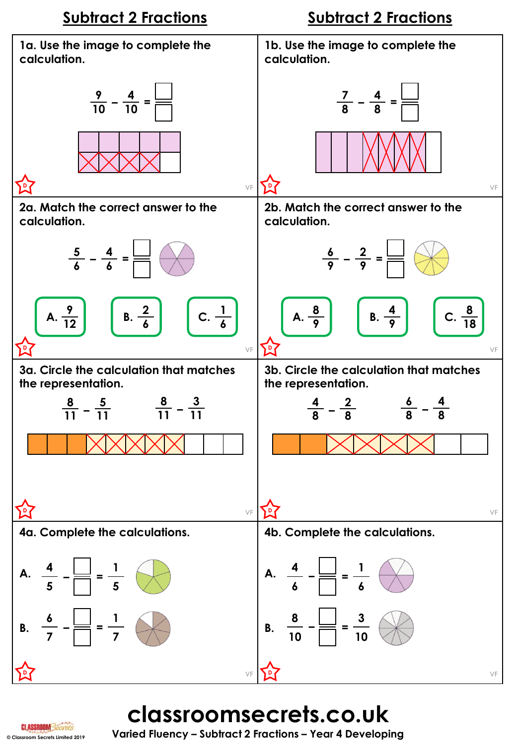## Subtract 2 Fractions

**1a. Use the image to complete the calculation.**

$$\frac{9}{10} - \frac{4}{10} = \frac{\square}{\square}$$

D VF

**2a. Match the correct answer to the calculation.**

$$\frac{5}{6} - \frac{4}{6} = \frac{\square}{\square}$$

A. $\frac{9}{12}$  B. $\frac{2}{6}$  C. $\frac{1}{6}$

D VF

**3a. Circle the calculation that matches the representation.**

$\frac{8}{11} - \frac{5}{11}$  $\frac{8}{11} - \frac{3}{11}$

D VF

**4a. Complete the calculations.**

A. $\frac{4}{5} - \frac{\square}{\square} = \frac{1}{5}$

B. $\frac{6}{7} - \frac{\square}{\square} = \frac{1}{7}$

D VF

## Subtract 2 Fractions

**1b. Use the image to complete the calculation.**

$$\frac{7}{8} - \frac{4}{8} = \frac{\square}{\square}$$

D VF

**2b. Match the correct answer to the calculation.**

$$\frac{6}{9} - \frac{2}{9} = \frac{\square}{\square}$$

A. $\frac{8}{9}$  B. $\frac{4}{9}$  C. $\frac{8}{18}$

D VF

**3b. Circle the calculation that matches the representation.**

$\frac{4}{8} - \frac{2}{8}$  $\frac{6}{8} - \frac{4}{8}$

D VF

**4b. Complete the calculations.**

A. $\frac{4}{6} - \frac{\square}{\square} = \frac{1}{6}$

B. $\frac{8}{10} - \frac{\square}{\square} = \frac{3}{10}$

D VF

**classroomsecrets.co.uk**

Varied Fluency – Subtract 2 Fractions – Year 4 Developing

© Classroom Secrets Limited 2019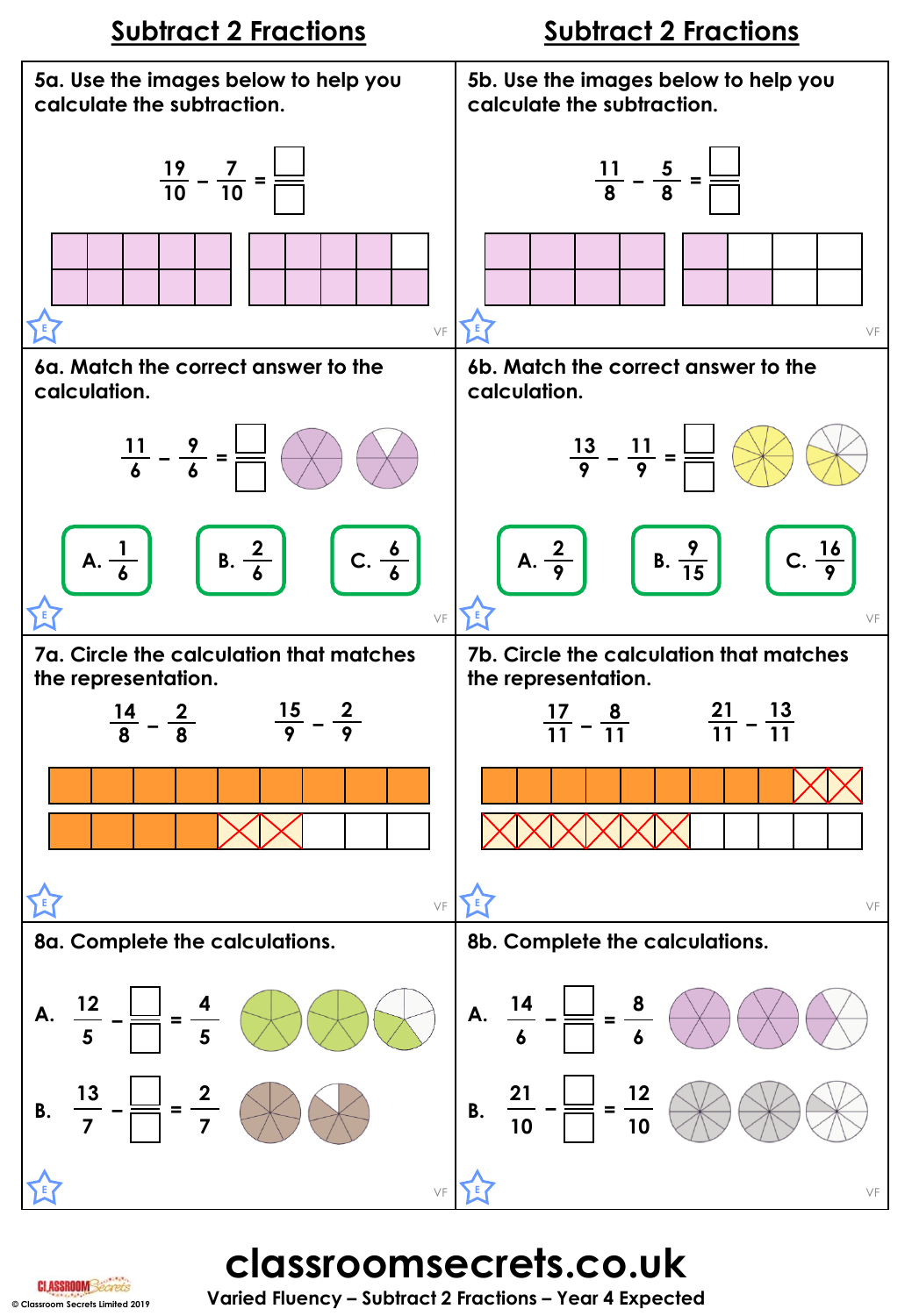## Subtract 2 Fractions

**5a. Use the images below to help you calculate the subtraction.**

$$\frac{19}{10} - \frac{7}{10} = \frac{\square}{\square}$$

**5b. Use the images below to help you calculate the subtraction.**

$$\frac{11}{8} - \frac{5}{8} = \frac{\square}{\square}$$

**6a. Match the correct answer to the calculation.**

$$\frac{11}{6} - \frac{9}{6} = \frac{\square}{\square}$$

A. $\frac{1}{6}$ B. $\frac{2}{6}$ C. $\frac{6}{6}$

**6b. Match the correct answer to the calculation.**

$$\frac{13}{9} - \frac{11}{9} = \frac{\square}{\square}$$

A. $\frac{2}{9}$ B. $\frac{9}{15}$ C. $\frac{16}{9}$

**7a. Circle the calculation that matches the representation.**

$\frac{14}{8} - \frac{2}{8}$ $\frac{15}{9} - \frac{2}{9}$

**7b. Circle the calculation that matches the representation.**

$\frac{17}{11} - \frac{8}{11}$ $\frac{21}{11} - \frac{13}{11}$

**8a. Complete the calculations.**

A. $\frac{12}{5} - \frac{\square}{\square} = \frac{4}{5}$

B. $\frac{13}{7} - \frac{\square}{\square} = \frac{2}{7}$

**8b. Complete the calculations.**

A. $\frac{14}{6} - \frac{\square}{\square} = \frac{8}{6}$

B. $\frac{21}{10} - \frac{\square}{\square} = \frac{12}{10}$

**classroomsecrets.co.uk**

Varied Fluency – Subtract 2 Fractions – Year 4 Expected

© Classroom Secrets Limited 2019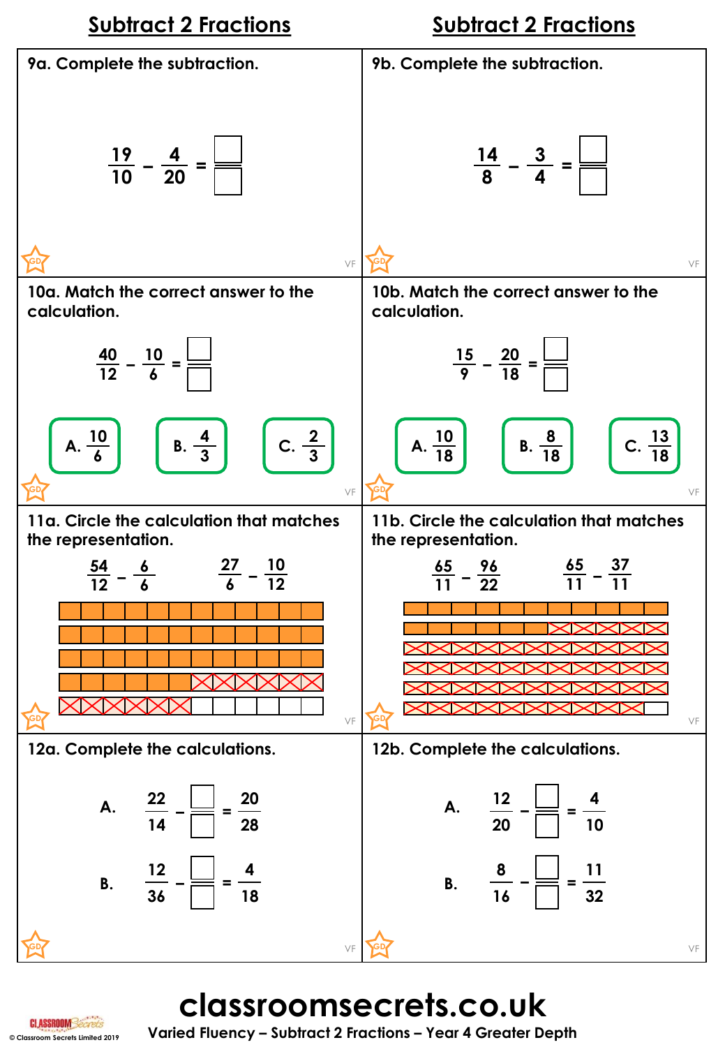## Subtract 2 Fractions

**9a. Complete the subtraction.**

$$\frac{19}{10} - \frac{4}{20} = \frac{\square}{\square}$$

**9b. Complete the subtraction.**

$$\frac{14}{8} - \frac{3}{4} = \frac{\square}{\square}$$

**10a. Match the correct answer to the calculation.**

$$\frac{40}{12} - \frac{10}{6} = \frac{\square}{\square}$$

A. $\frac{10}{6}$  B. $\frac{4}{3}$  C. $\frac{2}{3}$

**10b. Match the correct answer to the calculation.**

$$\frac{15}{9} - \frac{20}{18} = \frac{\square}{\square}$$

A. $\frac{10}{18}$  B. $\frac{8}{18}$  C. $\frac{13}{18}$

**11a. Circle the calculation that matches the representation.**

$\frac{54}{12} - \frac{6}{6}$  $\frac{27}{6} - \frac{10}{12}$

**11b. Circle the calculation that matches the representation.**

$\frac{65}{11} - \frac{96}{22}$  $\frac{65}{11} - \frac{37}{11}$

**12a. Complete the calculations.**

A. $\frac{22}{14} - \frac{\square}{\square} = \frac{20}{28}$

B. $\frac{12}{36} - \frac{\square}{\square} = \frac{4}{18}$

**12b. Complete the calculations.**

A. $\frac{12}{20} - \frac{\square}{\square} = \frac{4}{10}$

B. $\frac{8}{16} - \frac{\square}{\square} = \frac{11}{32}$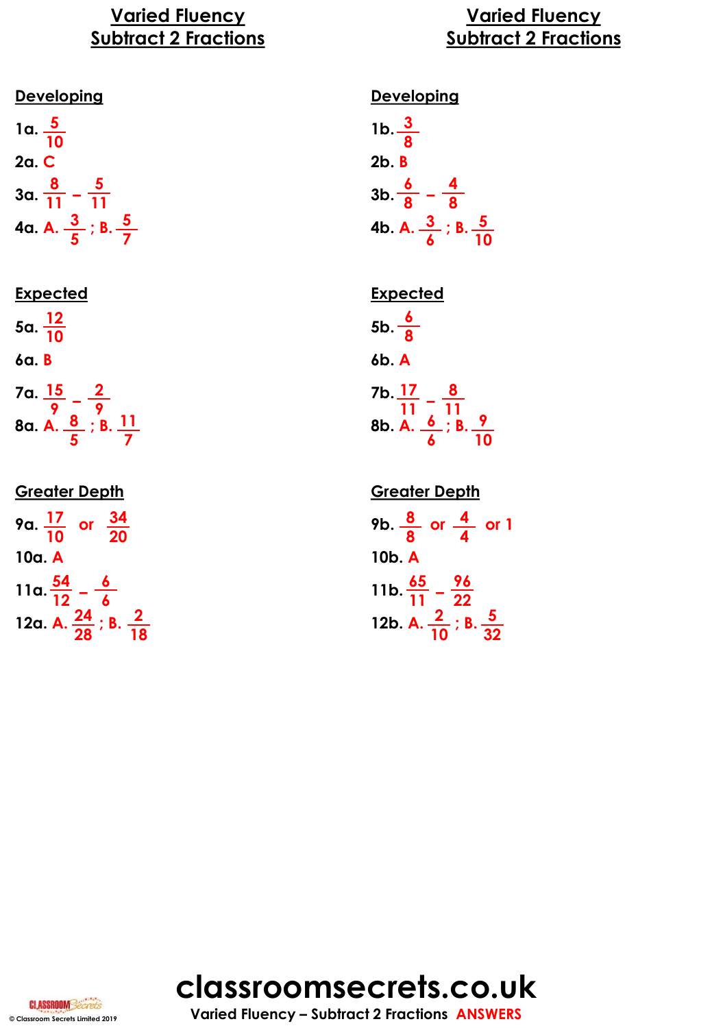# Varied Fluency
# Subtract 2 Fractions

## Developing

1a. $\frac{5}{10}$

2a. C

3a. $\frac{8}{11} - \frac{5}{11}$

4a. A. $\frac{3}{5}$ ; B. $\frac{5}{7}$

## Expected

5a. $\frac{12}{10}$

6a. B

7a. $\frac{15}{9} - \frac{2}{9}$

8a. A. $\frac{8}{5}$ ; B. $\frac{11}{7}$

## Greater Depth

9a. $\frac{17}{10}$ or $\frac{34}{20}$

10a. A

11a. $\frac{54}{12} - \frac{6}{6}$

12a. A. $\frac{24}{28}$ ; B. $\frac{2}{18}$

# Varied Fluency
# Subtract 2 Fractions

## Developing

1b. $\frac{3}{8}$

2b. B

3b. $\frac{6}{8} - \frac{4}{8}$

4b. A. $\frac{3}{6}$ ; B. $\frac{5}{10}$

## Expected

5b. $\frac{6}{8}$

6b. A

7b. $\frac{17}{11} - \frac{8}{11}$

8b. A. $\frac{6}{6}$ ; B. $\frac{9}{10}$

## Greater Depth

9b. $\frac{8}{8}$ or $\frac{4}{4}$ or 1

10b. A

11b. $\frac{65}{11} - \frac{96}{22}$

12b. A. $\frac{2}{10}$ ; B. $\frac{5}{32}$

classroomsecrets.co.uk

Varied Fluency – Subtract 2 Fractions ANSWERS

© Classroom Secrets Limited 2019